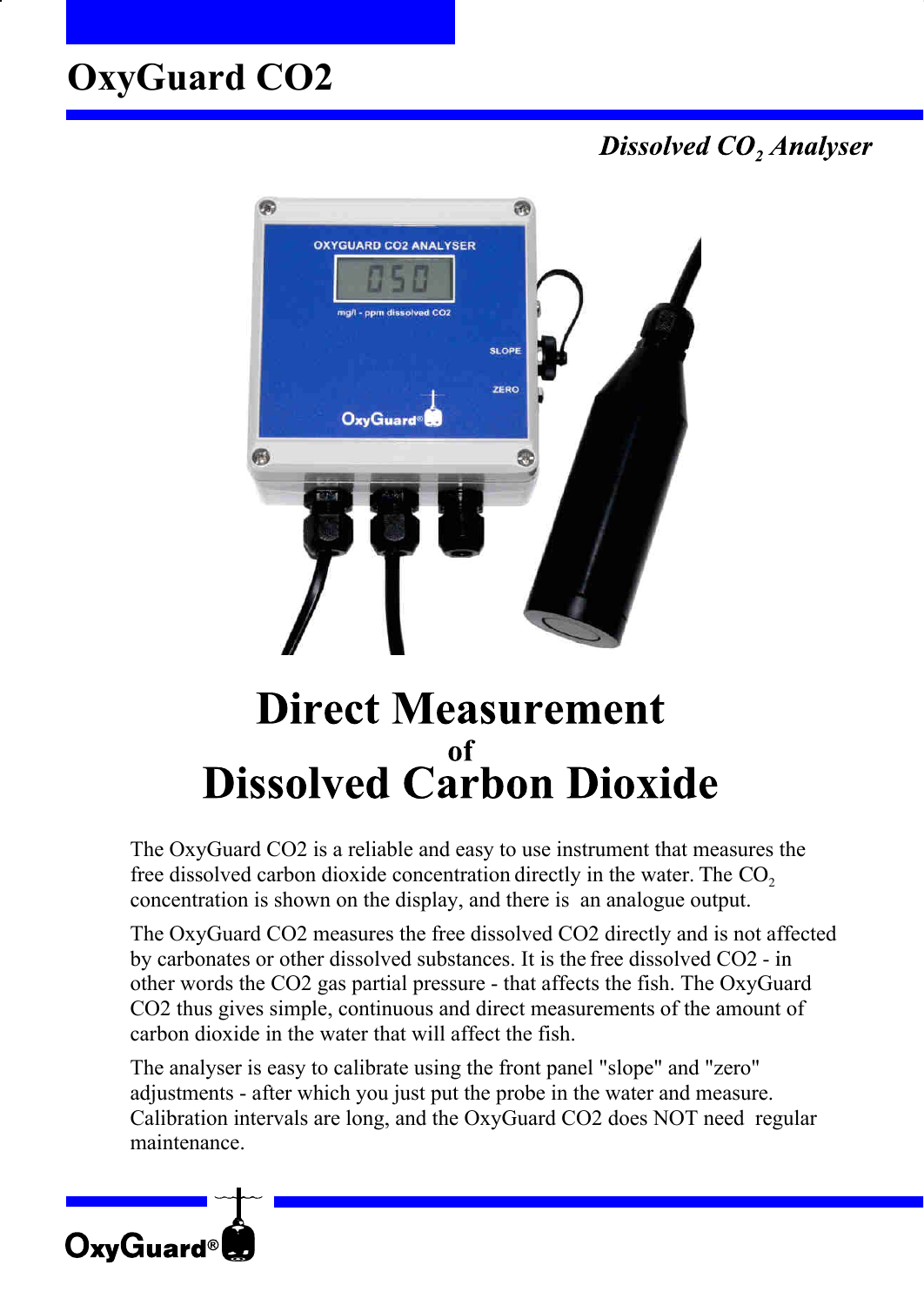# OxyGuard CO2

*Dissolved $CO_2$ Analyser*

## Direct Measurement
### of
## Dissolved Carbon Dioxide

The OxyGuard CO2 is a reliable and easy to use instrument that measures the free dissolved carbon dioxide concentration directly in the water. The $CO_2$ concentration is shown on the display, and there is an analogue output.

The OxyGuard CO2 measures the free dissolved CO2 directly and is not affected by carbonates or other dissolved substances. It is the free dissolved CO2 - in other words the CO2 gas partial pressure - that affects the fish. The OxyGuard CO2 thus gives simple, continuous and direct measurements of the amount of carbon dioxide in the water that will affect the fish.

The analyser is easy to calibrate using the front panel "slope" and "zero" adjustments - after which you just put the probe in the water and measure. Calibration intervals are long, and the OxyGuard CO2 does NOT need regular maintenance.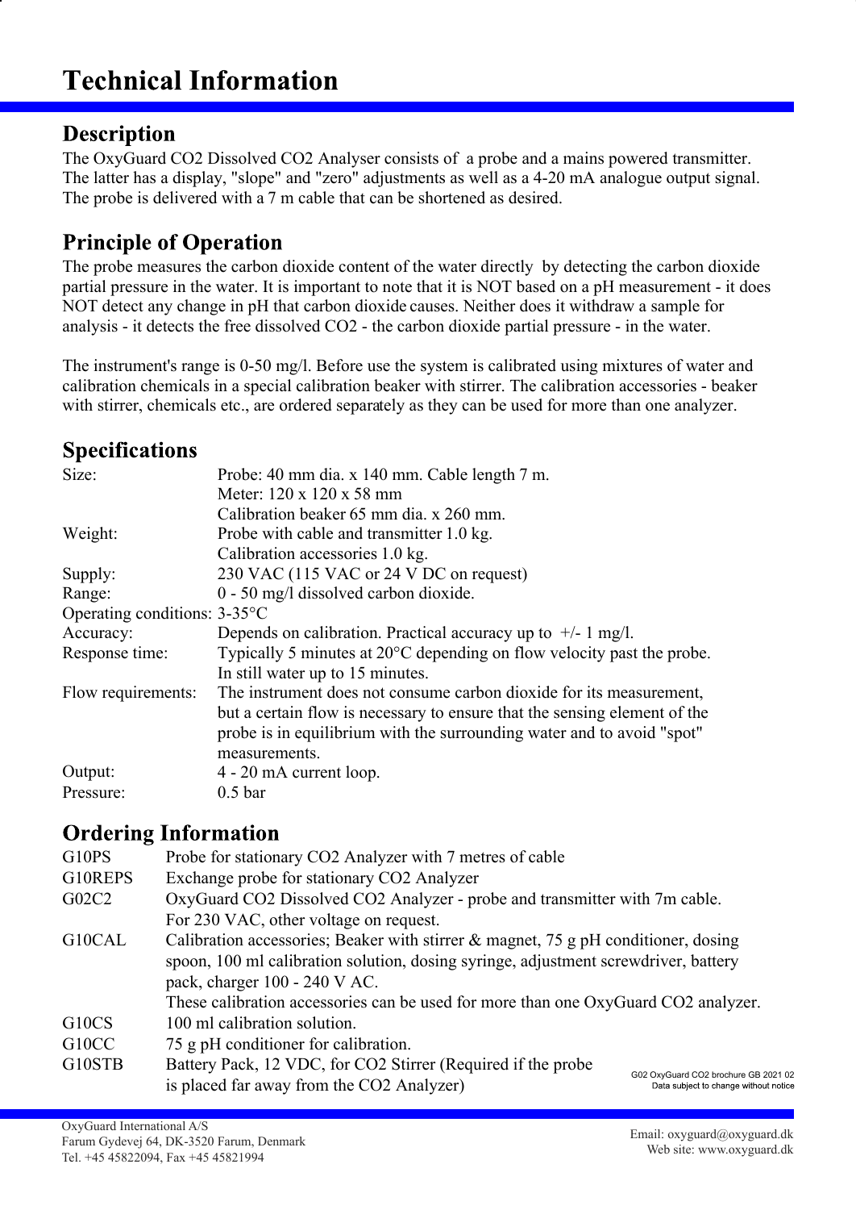# Technical Information

## Description

The OxyGuard CO2 Dissolved CO2 Analyser consists of a probe and a mains powered transmitter. The latter has a display, "slope" and "zero" adjustments as well as a 4-20 mA analogue output signal. The probe is delivered with a 7 m cable that can be shortened as desired.

## Principle of Operation

The probe measures the carbon dioxide content of the water directly by detecting the carbon dioxide partial pressure in the water. It is important to note that it is NOT based on a pH measurement - it does NOT detect any change in pH that carbon dioxide causes. Neither does it withdraw a sample for analysis - it detects the free dissolved CO2 - the carbon dioxide partial pressure - in the water.

The instrument's range is 0-50 mg/l. Before use the system is calibrated using mixtures of water and calibration chemicals in a special calibration beaker with stirrer. The calibration accessories - beaker with stirrer, chemicals etc., are ordered separately as they can be used for more than one analyzer.

## Specifications

| | |
|---|---|
| Size: | Probe: 40 mm dia. x 140 mm. Cable length 7 m.<br>Meter: 120 x 120 x 58 mm<br>Calibration beaker 65 mm dia. x 260 mm. |
| Weight: | Probe with cable and transmitter 1.0 kg.<br>Calibration accessories 1.0 kg. |
| Supply: | 230 VAC (115 VAC or 24 V DC on request) |
| Range: | 0 - 50 mg/l dissolved carbon dioxide. |
| Operating conditions: | 3-35°C |
| Accuracy: | Depends on calibration. Practical accuracy up to +/- 1 mg/l. |
| Response time: | Typically 5 minutes at 20°C depending on flow velocity past the probe.<br>In still water up to 15 minutes. |
| Flow requirements: | The instrument does not consume carbon dioxide for its measurement, but a certain flow is necessary to ensure that the sensing element of the probe is in equilibrium with the surrounding water and to avoid "spot" measurements. |
| Output: | 4 - 20 mA current loop. |
| Pressure: | 0.5 bar |

## Ordering Information

| | |
|---|---|
| G10PS | Probe for stationary CO2 Analyzer with 7 metres of cable |
| G10REPS | Exchange probe for stationary CO2 Analyzer |
| G02C2 | OxyGuard CO2 Dissolved CO2 Analyzer - probe and transmitter with 7m cable.<br>For 230 VAC, other voltage on request. |
| G10CAL | Calibration accessories; Beaker with stirrer & magnet, 75 g pH conditioner, dosing spoon, 100 ml calibration solution, dosing syringe, adjustment screwdriver, battery pack, charger 100 - 240 V AC.<br>These calibration accessories can be used for more than one OxyGuard CO2 analyzer. |
| G10CS | 100 ml calibration solution. |
| G10CC | 75 g pH conditioner for calibration. |
| G10STB | Battery Pack, 12 VDC, for CO2 Stirrer (Required if the probe is placed far away from the CO2 Analyzer) |

G02 OxyGuard CO2 brochure GB 2021 02
Data subject to change without notice

OxyGuard International A/S
Farum Gydevej 64, DK-3520 Farum, Denmark
Tel. +45 45822094, Fax +45 45821994

Email: oxyguard@oxyguard.dk
Web site: www.oxyguard.dk